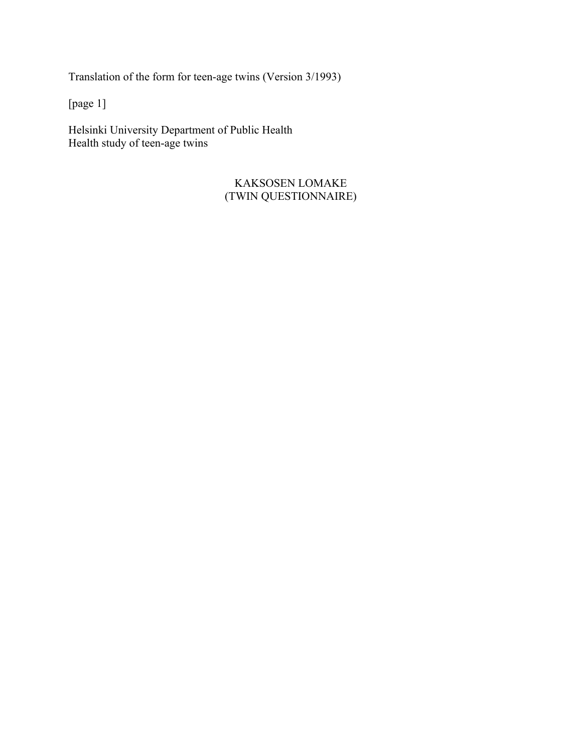Translation of the form for teen-age twins (Version 3/1993)

[page 1]

Helsinki University Department of Public Health
Health study of teen-age twins

# KAKSOSEN LOMAKE
# (TWIN QUESTIONNAIRE)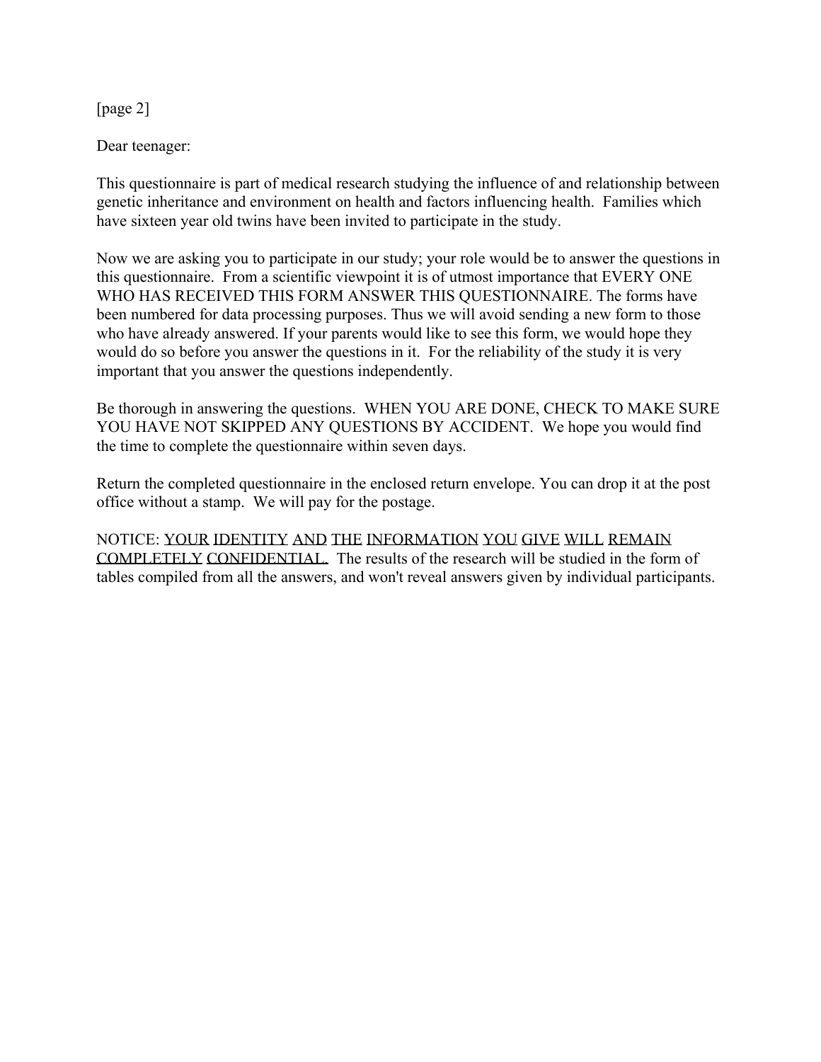[page 2]

Dear teenager:

This questionnaire is part of medical research studying the influence of and relationship between genetic inheritance and environment on health and factors influencing health. Families which have sixteen year old twins have been invited to participate in the study.

Now we are asking you to participate in our study; your role would be to answer the questions in this questionnaire. From a scientific viewpoint it is of utmost importance that EVERY ONE WHO HAS RECEIVED THIS FORM ANSWER THIS QUESTIONNAIRE. The forms have been numbered for data processing purposes. Thus we will avoid sending a new form to those who have already answered. If your parents would like to see this form, we would hope they would do so before you answer the questions in it. For the reliability of the study it is very important that you answer the questions independently.

Be thorough in answering the questions. WHEN YOU ARE DONE, CHECK TO MAKE SURE YOU HAVE NOT SKIPPED ANY QUESTIONS BY ACCIDENT. We hope you would find the time to complete the questionnaire within seven days.

Return the completed questionnaire in the enclosed return envelope. You can drop it at the post office without a stamp. We will pay for the postage.

NOTICE: <u>YOUR IDENTITY AND THE INFORMATION YOU GIVE WILL REMAIN COMPLETELY CONFIDENTIAL.</u> The results of the research will be studied in the form of tables compiled from all the answers, and won't reveal answers given by individual participants.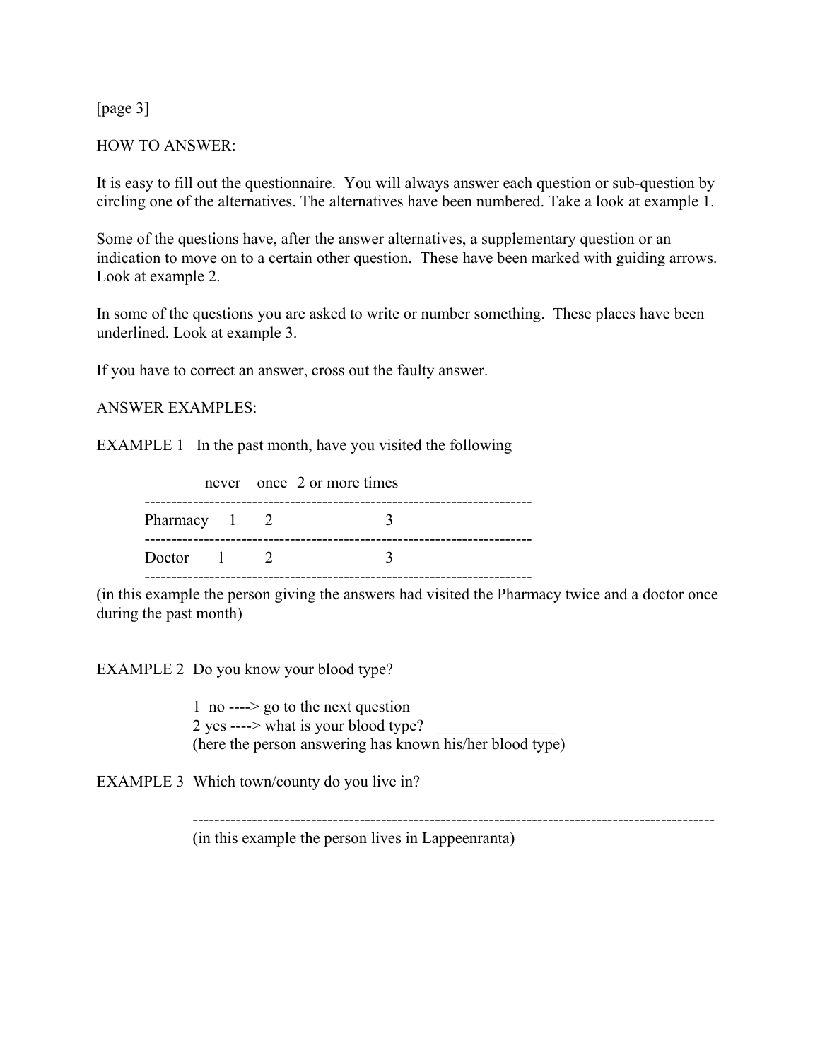[page 3]

HOW TO ANSWER:

It is easy to fill out the questionnaire. You will always answer each question or sub-question by circling one of the alternatives. The alternatives have been numbered. Take a look at example 1.

Some of the questions have, after the answer alternatives, a supplementary question or an indication to move on to a certain other question. These have been marked with guiding arrows. Look at example 2.

In some of the questions you are asked to write or number something. These places have been underlined. Look at example 3.

If you have to correct an answer, cross out the faulty answer.

ANSWER EXAMPLES:

EXAMPLE 1 In the past month, have you visited the following

| | never | once | 2 or more times |
|---|---|---|---|
| Pharmacy | 1 | 2 | 3 |
| Doctor | 1 | 2 | 3 |

(in this example the person giving the answers had visited the Pharmacy twice and a doctor once during the past month)

EXAMPLE 2 Do you know your blood type?

1 no ----> go to the next question
2 yes ----> what is your blood type? _______________
(here the person answering has known his/her blood type)

EXAMPLE 3 Which town/county do you live in?

-----------------------------------------------------------------------------------------------
(in this example the person lives in Lappeenranta)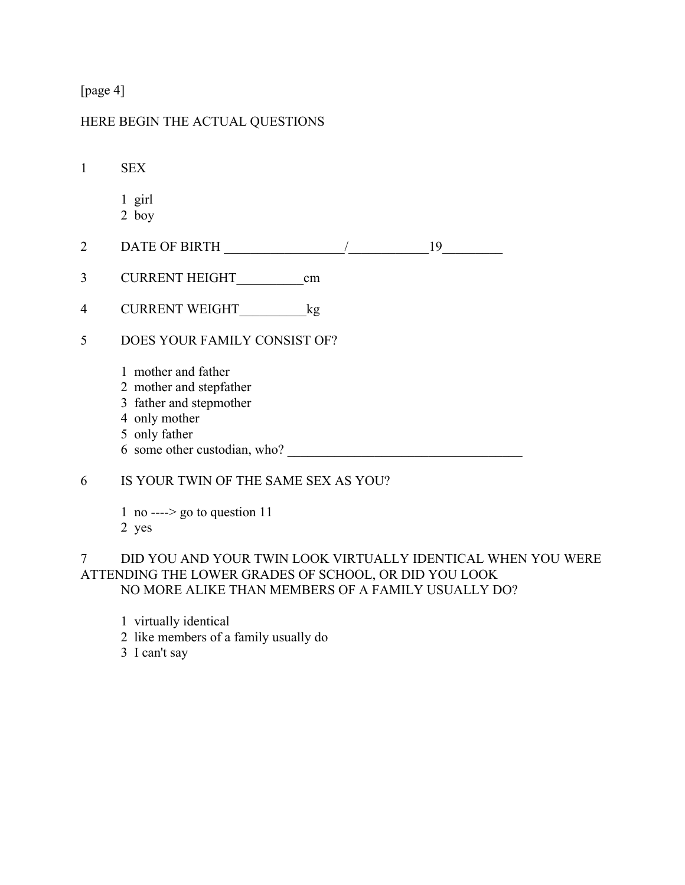[page 4]

HERE BEGIN THE ACTUAL QUESTIONS

1 SEX

1 girl
2 boy

2 DATE OF BIRTH _________________/___________19________

3 CURRENT HEIGHT__________cm

4 CURRENT WEIGHT__________kg

5 DOES YOUR FAMILY CONSIST OF?

1 mother and father
2 mother and stepfather
3 father and stepmother
4 only mother
5 only father
6 some other custodian, who? ___________________________________

6 IS YOUR TWIN OF THE SAME SEX AS YOU?

1 no ----> go to question 11
2 yes

7 DID YOU AND YOUR TWIN LOOK VIRTUALLY IDENTICAL WHEN YOU WERE ATTENDING THE LOWER GRADES OF SCHOOL, OR DID YOU LOOK NO MORE ALIKE THAN MEMBERS OF A FAMILY USUALLY DO?

1 virtually identical
2 like members of a family usually do
3 I can't say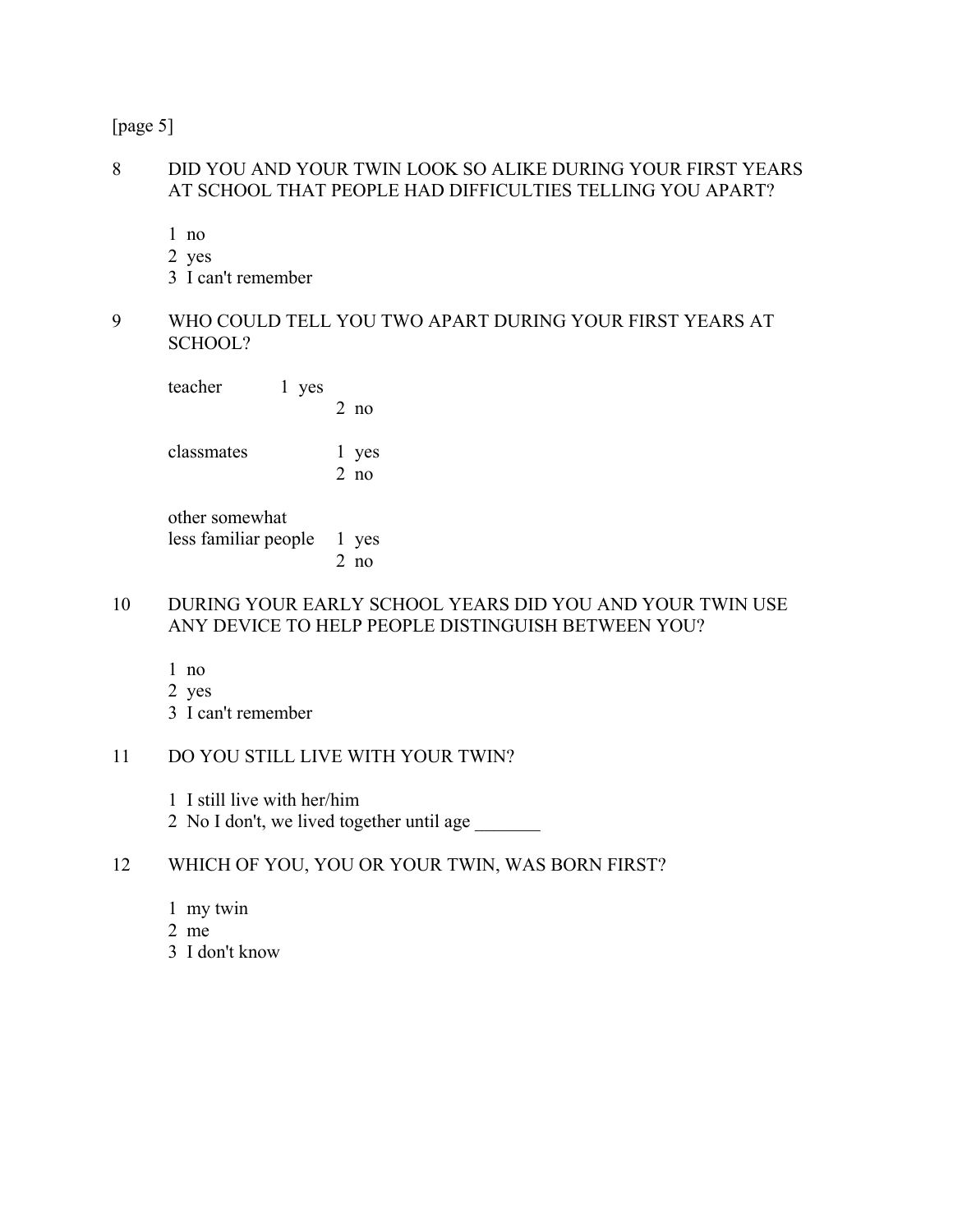[page 5]

8 DID YOU AND YOUR TWIN LOOK SO ALIKE DURING YOUR FIRST YEARS AT SCHOOL THAT PEOPLE HAD DIFFICULTIES TELLING YOU APART?

1 no
2 yes
3 I can't remember

9 WHO COULD TELL YOU TWO APART DURING YOUR FIRST YEARS AT SCHOOL?

teacher
1 yes
2 no

classmates
1 yes
2 no

other somewhat less familiar people
1 yes
2 no

10 DURING YOUR EARLY SCHOOL YEARS DID YOU AND YOUR TWIN USE ANY DEVICE TO HELP PEOPLE DISTINGUISH BETWEEN YOU?

1 no
2 yes
3 I can't remember

11 DO YOU STILL LIVE WITH YOUR TWIN?

1 I still live with her/him
2 No I don't, we lived together until age _______

12 WHICH OF YOU, YOU OR YOUR TWIN, WAS BORN FIRST?

1 my twin
2 me
3 I don't know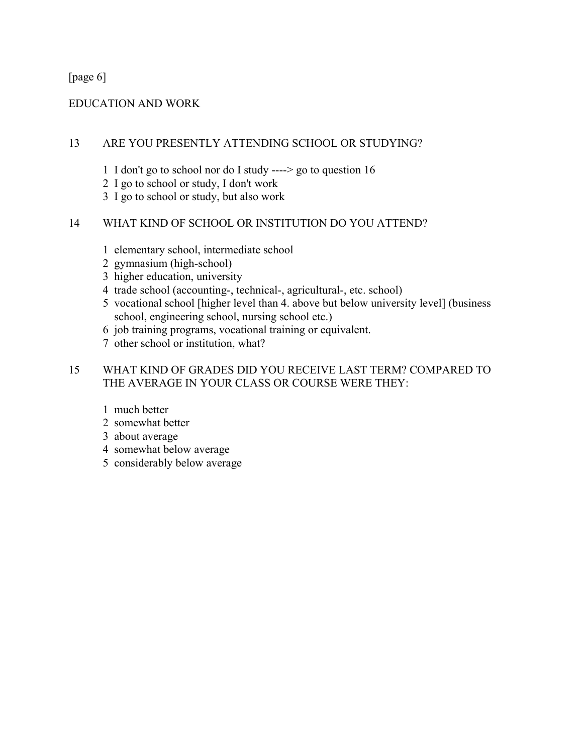[page 6]

## EDUCATION AND WORK

13 ARE YOU PRESENTLY ATTENDING SCHOOL OR STUDYING?

1 I don't go to school nor do I study ----> go to question 16
2 I go to school or study, I don't work
3 I go to school or study, but also work

14 WHAT KIND OF SCHOOL OR INSTITUTION DO YOU ATTEND?

1 elementary school, intermediate school
2 gymnasium (high-school)
3 higher education, university
4 trade school (accounting-, technical-, agricultural-, etc. school)
5 vocational school [higher level than 4. above but below university level] (business school, engineering school, nursing school etc.)
6 job training programs, vocational training or equivalent.
7 other school or institution, what?

15 WHAT KIND OF GRADES DID YOU RECEIVE LAST TERM? COMPARED TO THE AVERAGE IN YOUR CLASS OR COURSE WERE THEY:

1 much better
2 somewhat better
3 about average
4 somewhat below average
5 considerably below average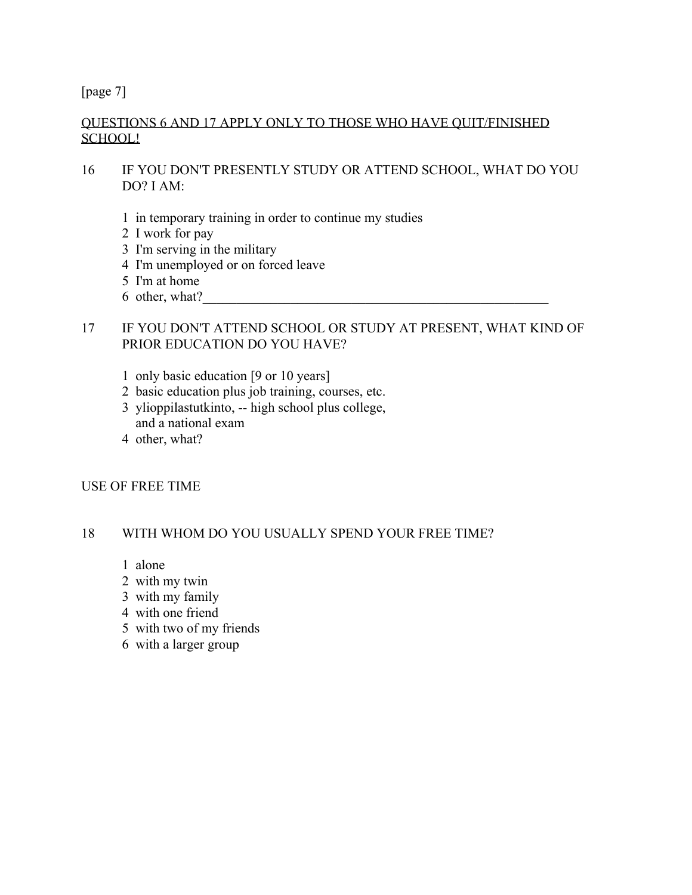[page 7]

<u>QUESTIONS 6 AND 17 APPLY ONLY TO THOSE WHO HAVE QUIT/FINISHED SCHOOL!</u>

16 IF YOU DON'T PRESENTLY STUDY OR ATTEND SCHOOL, WHAT DO YOU DO? I AM:

1 in temporary training in order to continue my studies
2 I work for pay
3 I'm serving in the military
4 I'm unemployed or on forced leave
5 I'm at home
6 other, what?______________________________________________________

17 IF YOU DON'T ATTEND SCHOOL OR STUDY AT PRESENT, WHAT KIND OF PRIOR EDUCATION DO YOU HAVE?

1 only basic education [9 or 10 years]
2 basic education plus job training, courses, etc.
3 ylioppilastutkinto, -- high school plus college, and a national exam
4 other, what?

USE OF FREE TIME

18 WITH WHOM DO YOU USUALLY SPEND YOUR FREE TIME?

1 alone
2 with my twin
3 with my family
4 with one friend
5 with two of my friends
6 with a larger group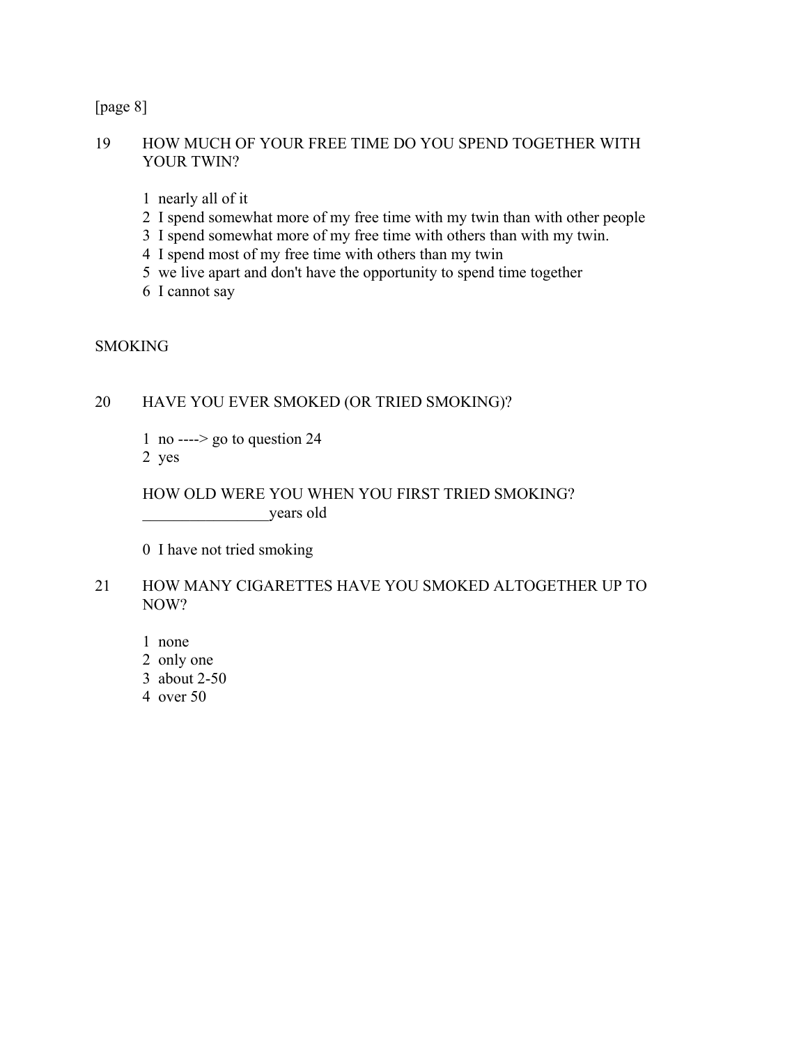[page 8]

19 HOW MUCH OF YOUR FREE TIME DO YOU SPEND TOGETHER WITH YOUR TWIN?

1 nearly all of it
2 I spend somewhat more of my free time with my twin than with other people
3 I spend somewhat more of my free time with others than with my twin.
4 I spend most of my free time with others than my twin
5 we live apart and don't have the opportunity to spend time together
6 I cannot say

SMOKING

20 HAVE YOU EVER SMOKED (OR TRIED SMOKING)?

1 no ----> go to question 24
2 yes

HOW OLD WERE YOU WHEN YOU FIRST TRIED SMOKING?
________________years old

0 I have not tried smoking

21 HOW MANY CIGARETTES HAVE YOU SMOKED ALTOGETHER UP TO NOW?

1 none
2 only one
3 about 2-50
4 over 50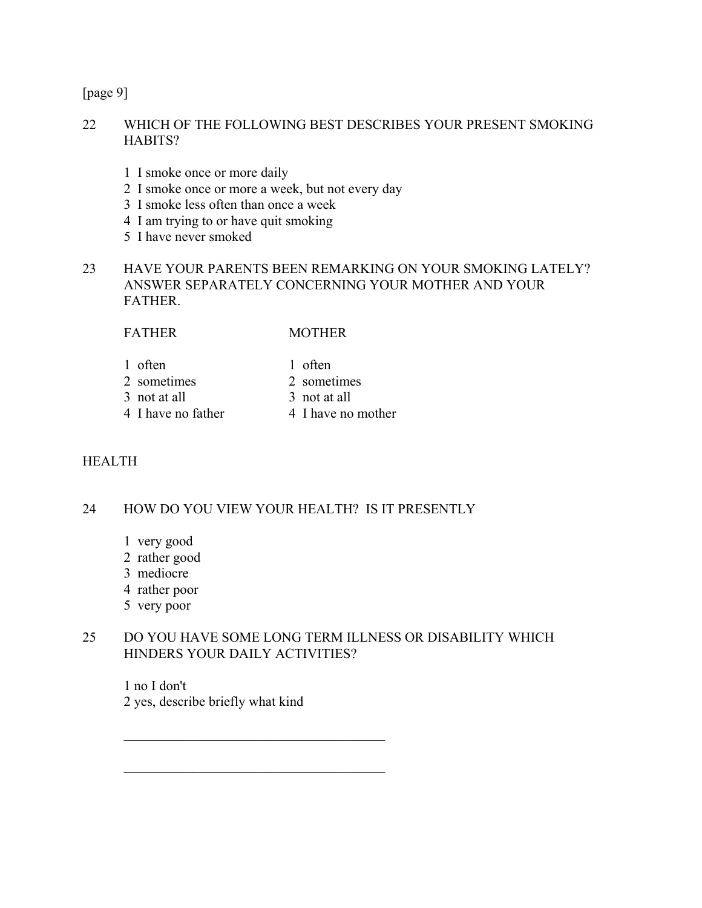[page 9]

22 WHICH OF THE FOLLOWING BEST DESCRIBES YOUR PRESENT SMOKING HABITS?

1 I smoke once or more daily
2 I smoke once or more a week, but not every day
3 I smoke less often than once a week
4 I am trying to or have quit smoking
5 I have never smoked

23 HAVE YOUR PARENTS BEEN REMARKING ON YOUR SMOKING LATELY? ANSWER SEPARATELY CONCERNING YOUR MOTHER AND YOUR FATHER.

| FATHER | MOTHER |
|---|---|
| 1 often | 1 often |
| 2 sometimes | 2 sometimes |
| 3 not at all | 3 not at all |
| 4 I have no father | 4 I have no mother |

HEALTH

24 HOW DO YOU VIEW YOUR HEALTH? IS IT PRESENTLY

1 very good
2 rather good
3 mediocre
4 rather poor
5 very poor

25 DO YOU HAVE SOME LONG TERM ILLNESS OR DISABILITY WHICH HINDERS YOUR DAILY ACTIVITIES?

1 no I don't
2 yes, describe briefly what kind

_______________________________________

_______________________________________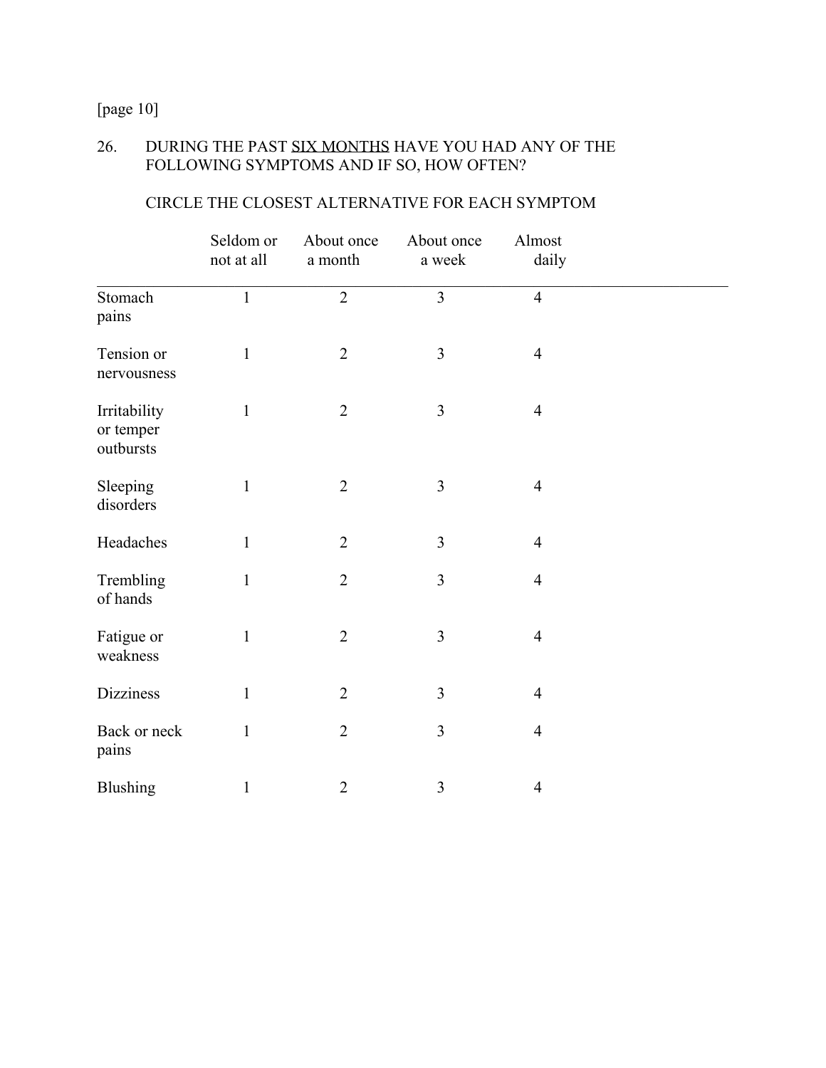[page 10]

26. DURING THE PAST <u>SIX MONTHS</u> HAVE YOU HAD ANY OF THE FOLLOWING SYMPTOMS AND IF SO, HOW OFTEN?

CIRCLE THE CLOSEST ALTERNATIVE FOR EACH SYMPTOM

| | Seldom or not at all | About once a month | About once a week | Almost daily |
|---|---|---|---|---|
| Stomach pains | 1 | 2 | 3 | 4 |
| Tension or nervousness | 1 | 2 | 3 | 4 |
| Irritability or temper outbursts | 1 | 2 | 3 | 4 |
| Sleeping disorders | 1 | 2 | 3 | 4 |
| Headaches | 1 | 2 | 3 | 4 |
| Trembling of hands | 1 | 2 | 3 | 4 |
| Fatigue or weakness | 1 | 2 | 3 | 4 |
| Dizziness | 1 | 2 | 3 | 4 |
| Back or neck pains | 1 | 2 | 3 | 4 |
| Blushing | 1 | 2 | 3 | 4 |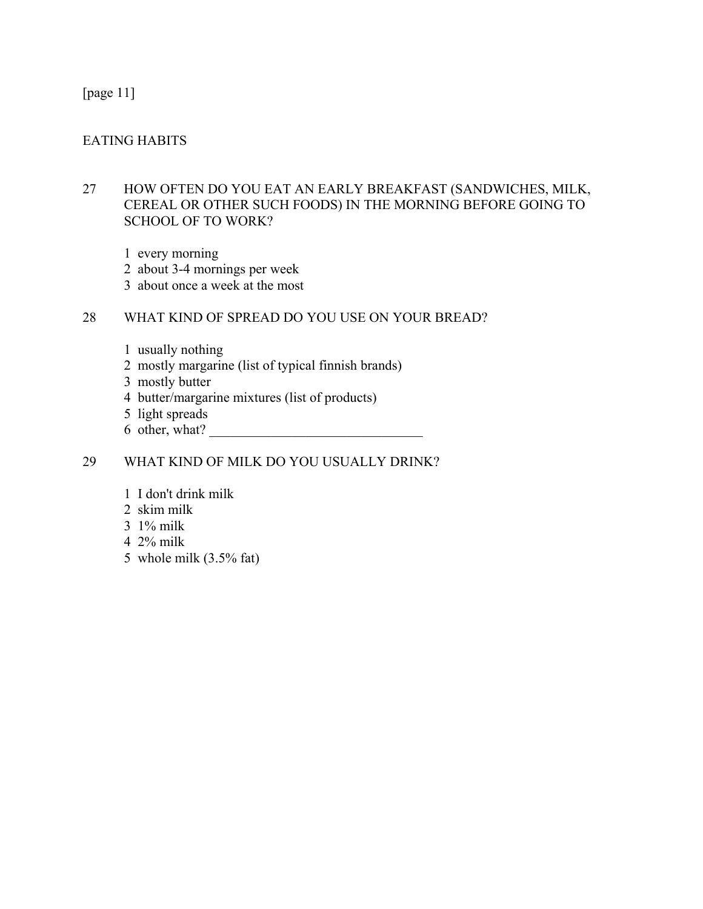[page 11]

## EATING HABITS

27 HOW OFTEN DO YOU EAT AN EARLY BREAKFAST (SANDWICHES, MILK, CEREAL OR OTHER SUCH FOODS) IN THE MORNING BEFORE GOING TO SCHOOL OF TO WORK?

1 every morning
2 about 3-4 mornings per week
3 about once a week at the most

28 WHAT KIND OF SPREAD DO YOU USE ON YOUR BREAD?

1 usually nothing
2 mostly margarine (list of typical finnish brands)
3 mostly butter
4 butter/margarine mixtures (list of products)
5 light spreads
6 other, what? _______________________________

29 WHAT KIND OF MILK DO YOU USUALLY DRINK?

1 I don't drink milk
2 skim milk
3 1% milk
4 2% milk
5 whole milk (3.5% fat)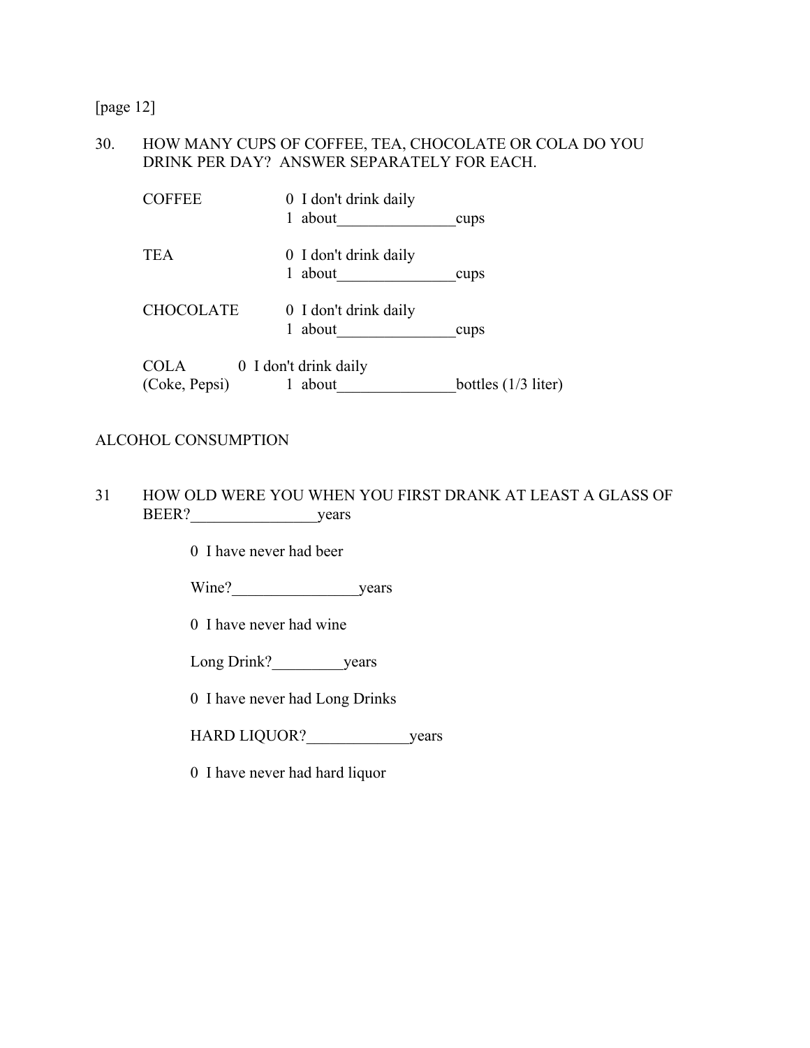[page 12]

30. HOW MANY CUPS OF COFFEE, TEA, CHOCOLATE OR COLA DO YOU DRINK PER DAY? ANSWER SEPARATELY FOR EACH.

COFFEE
- 0 I don't drink daily
- 1 about_______________cups

TEA
- 0 I don't drink daily
- 1 about_______________cups

CHOCOLATE
- 0 I don't drink daily
- 1 about_______________cups

COLA (Coke, Pepsi)
- 0 I don't drink daily
- 1 about_______________bottles (1/3 liter)

## ALCOHOL CONSUMPTION

31 HOW OLD WERE YOU WHEN YOU FIRST DRANK AT LEAST A GLASS OF BEER?________________years

0 I have never had beer

Wine?________________years

0 I have never had wine

Long Drink?_________years

0 I have never had Long Drinks

HARD LIQUOR?_____________years

0 I have never had hard liquor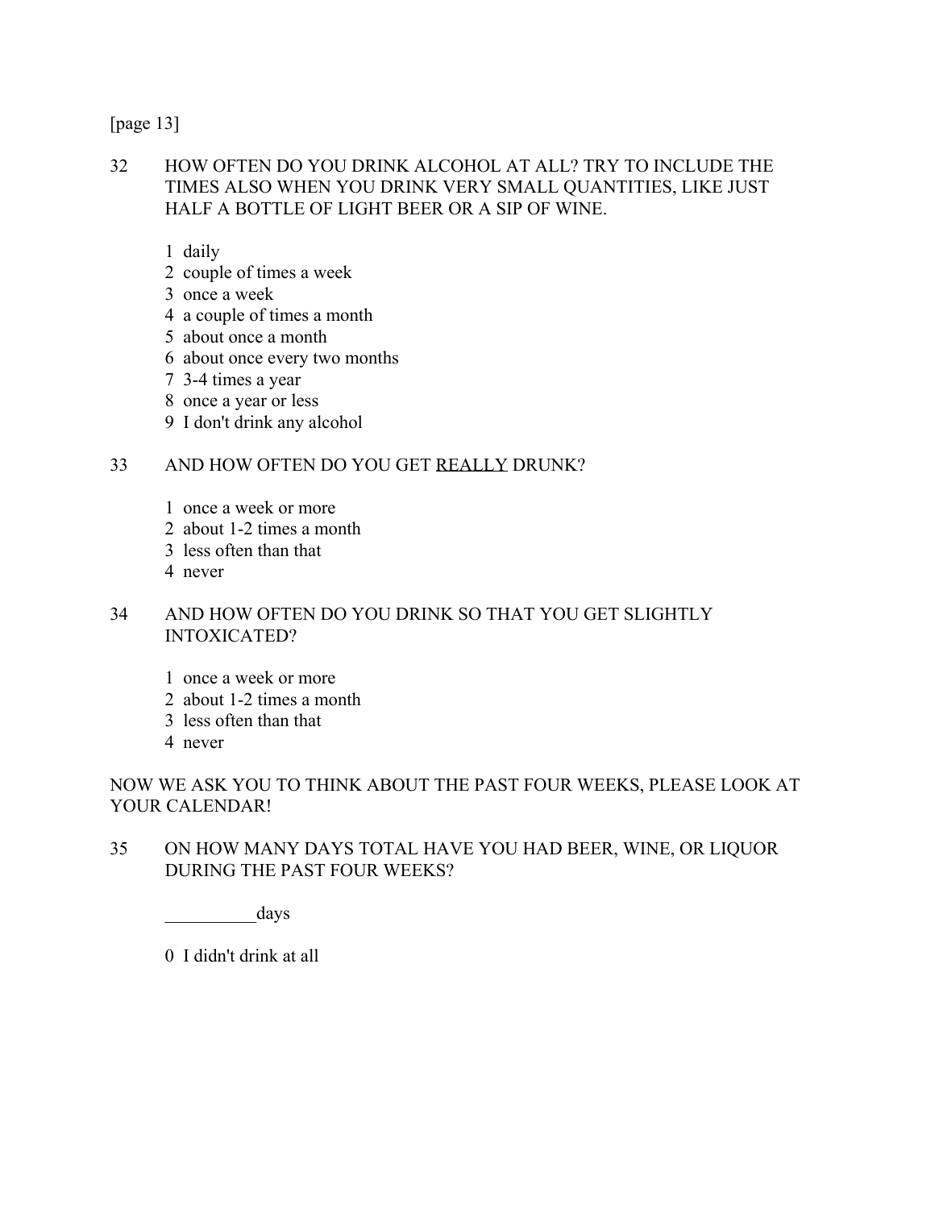[page 13]

32 HOW OFTEN DO YOU DRINK ALCOHOL AT ALL? TRY TO INCLUDE THE TIMES ALSO WHEN YOU DRINK VERY SMALL QUANTITIES, LIKE JUST HALF A BOTTLE OF LIGHT BEER OR A SIP OF WINE.

1 daily
2 couple of times a week
3 once a week
4 a couple of times a month
5 about once a month
6 about once every two months
7 3-4 times a year
8 once a year or less
9 I don't drink any alcohol

33 AND HOW OFTEN DO YOU GET <u>REALLY</u> DRUNK?

1 once a week or more
2 about 1-2 times a month
3 less often than that
4 never

34 AND HOW OFTEN DO YOU DRINK SO THAT YOU GET SLIGHTLY INTOXICATED?

1 once a week or more
2 about 1-2 times a month
3 less often than that
4 never

NOW WE ASK YOU TO THINK ABOUT THE PAST FOUR WEEKS, PLEASE LOOK AT YOUR CALENDAR!

35 ON HOW MANY DAYS TOTAL HAVE YOU HAD BEER, WINE, OR LIQUOR DURING THE PAST FOUR WEEKS?

__________days

0 I didn't drink at all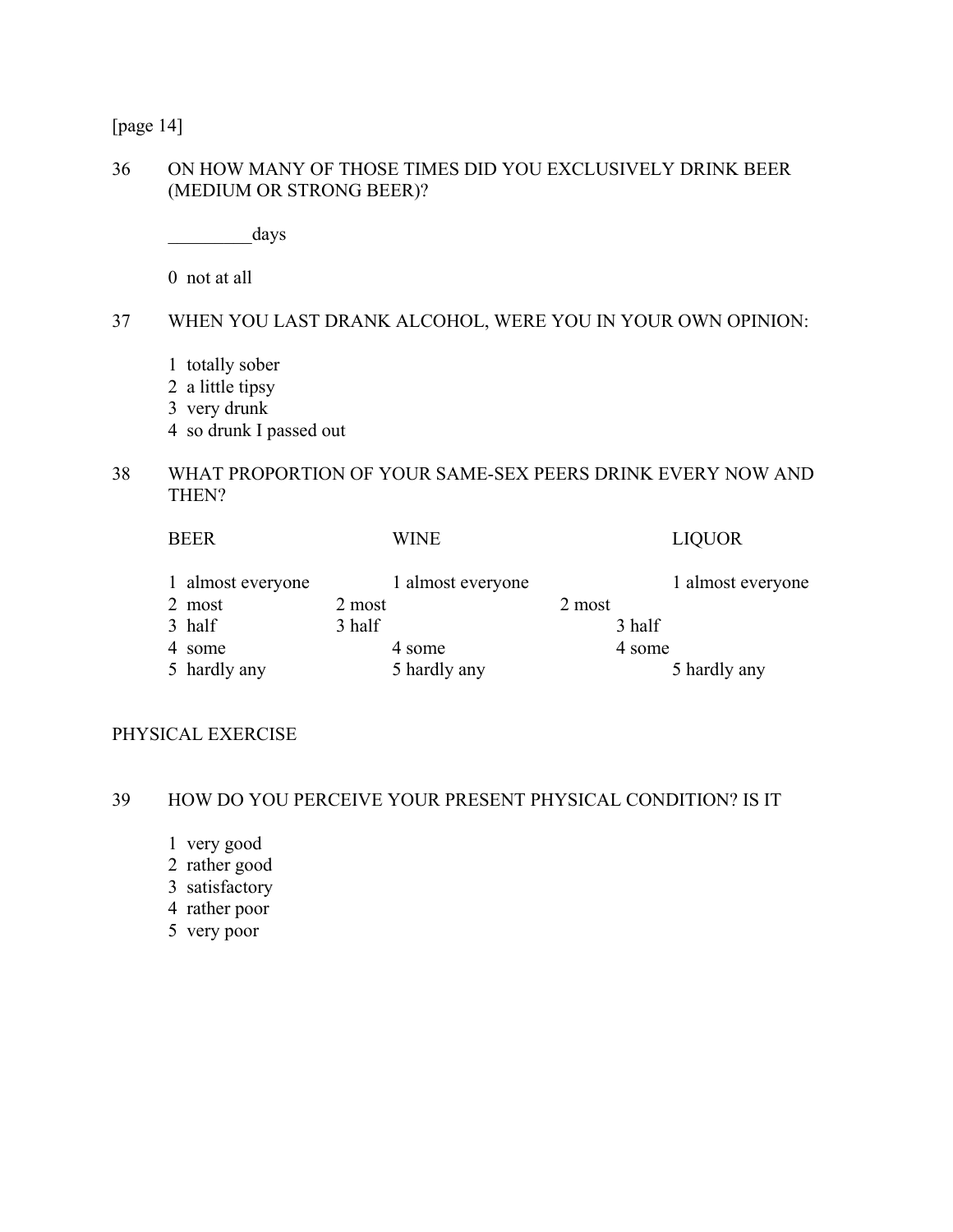[page 14]

36 ON HOW MANY OF THOSE TIMES DID YOU EXCLUSIVELY DRINK BEER (MEDIUM OR STRONG BEER)?

_________days

0 not at all

37 WHEN YOU LAST DRANK ALCOHOL, WERE YOU IN YOUR OWN OPINION:

1 totally sober
2 a little tipsy
3 very drunk
4 so drunk I passed out

38 WHAT PROPORTION OF YOUR SAME-SEX PEERS DRINK EVERY NOW AND THEN?

| BEER | WINE | LIQUOR |
|---|---|---|
| 1 almost everyone | 1 almost everyone | 1 almost everyone |
| 2 most | 2 most | 2 most |
| 3 half | 3 half | 3 half |
| 4 some | 4 some | 4 some |
| 5 hardly any | 5 hardly any | 5 hardly any |

PHYSICAL EXERCISE

39 HOW DO YOU PERCEIVE YOUR PRESENT PHYSICAL CONDITION? IS IT

1 very good
2 rather good
3 satisfactory
4 rather poor
5 very poor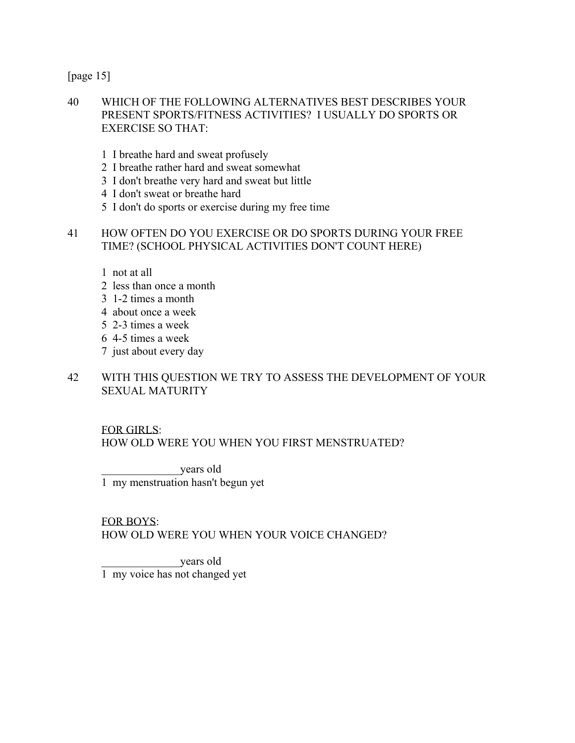[page 15]

40 WHICH OF THE FOLLOWING ALTERNATIVES BEST DESCRIBES YOUR PRESENT SPORTS/FITNESS ACTIVITIES? I USUALLY DO SPORTS OR EXERCISE SO THAT:

1 I breathe hard and sweat profusely
2 I breathe rather hard and sweat somewhat
3 I don't breathe very hard and sweat but little
4 I don't sweat or breathe hard
5 I don't do sports or exercise during my free time

41 HOW OFTEN DO YOU EXERCISE OR DO SPORTS DURING YOUR FREE TIME? (SCHOOL PHYSICAL ACTIVITIES DON'T COUNT HERE)

1 not at all
2 less than once a month
3 1-2 times a month
4 about once a week
5 2-3 times a week
6 4-5 times a week
7 just about every day

42 WITH THIS QUESTION WE TRY TO ASSESS THE DEVELOPMENT OF YOUR SEXUAL MATURITY

<u>FOR GIRLS</u>:
HOW OLD WERE YOU WHEN YOU FIRST MENSTRUATED?

______________years old
1 my menstruation hasn't begun yet

<u>FOR BOYS</u>:
HOW OLD WERE YOU WHEN YOUR VOICE CHANGED?

______________years old
1 my voice has not changed yet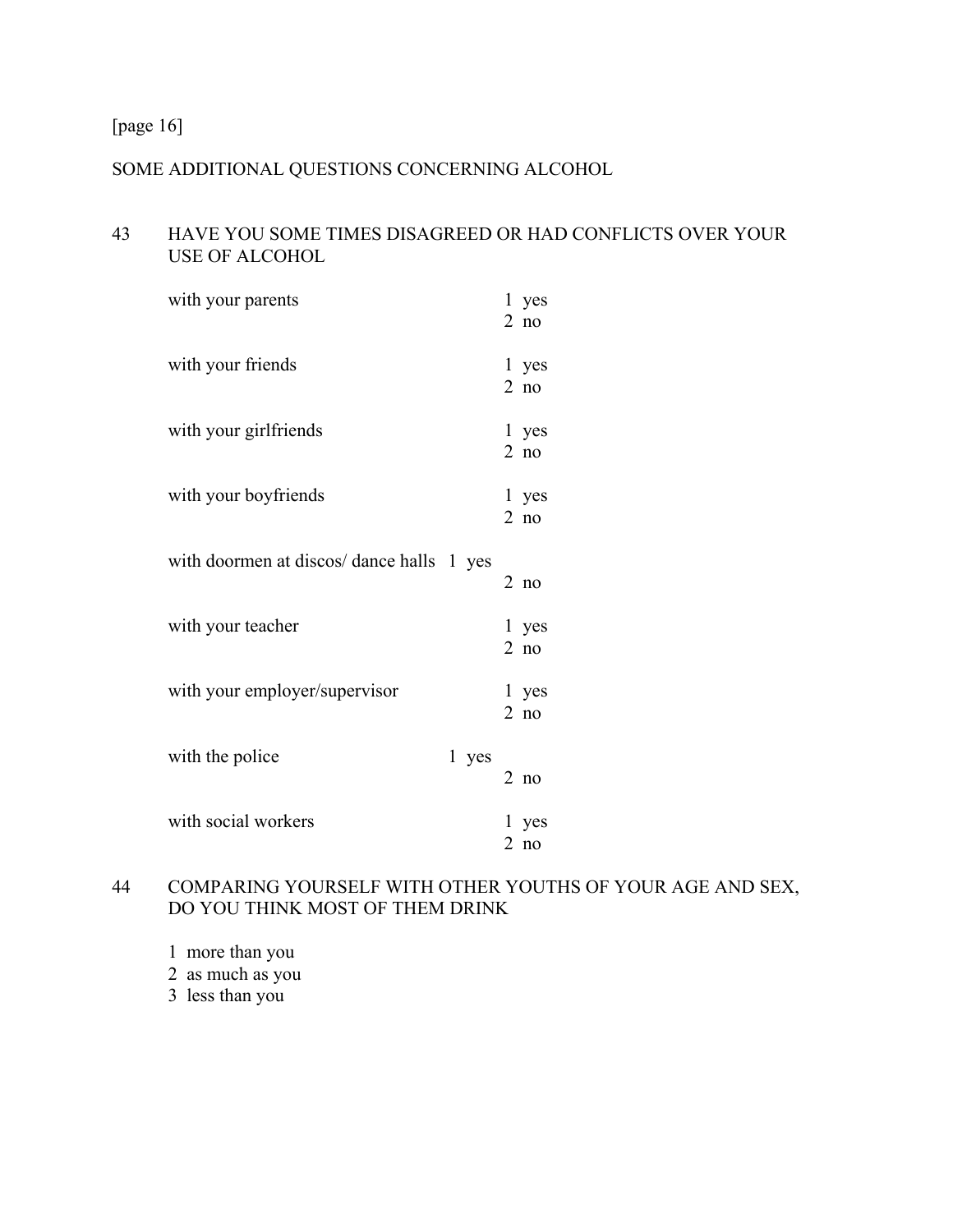[page 16]

## SOME ADDITIONAL QUESTIONS CONCERNING ALCOHOL

43 HAVE YOU SOME TIMES DISAGREED OR HAD CONFLICTS OVER YOUR USE OF ALCOHOL

| | |
|---|---|
| with your parents | 1 yes<br>2 no |
| with your friends | 1 yes<br>2 no |
| with your girlfriends | 1 yes<br>2 no |
| with your boyfriends | 1 yes<br>2 no |
| with doormen at discos/ dance halls | 1 yes<br>2 no |
| with your teacher | 1 yes<br>2 no |
| with your employer/supervisor | 1 yes<br>2 no |
| with the police | 1 yes<br>2 no |
| with social workers | 1 yes<br>2 no |

44 COMPARING YOURSELF WITH OTHER YOUTHS OF YOUR AGE AND SEX, DO YOU THINK MOST OF THEM DRINK

1 more than you
2 as much as you
3 less than you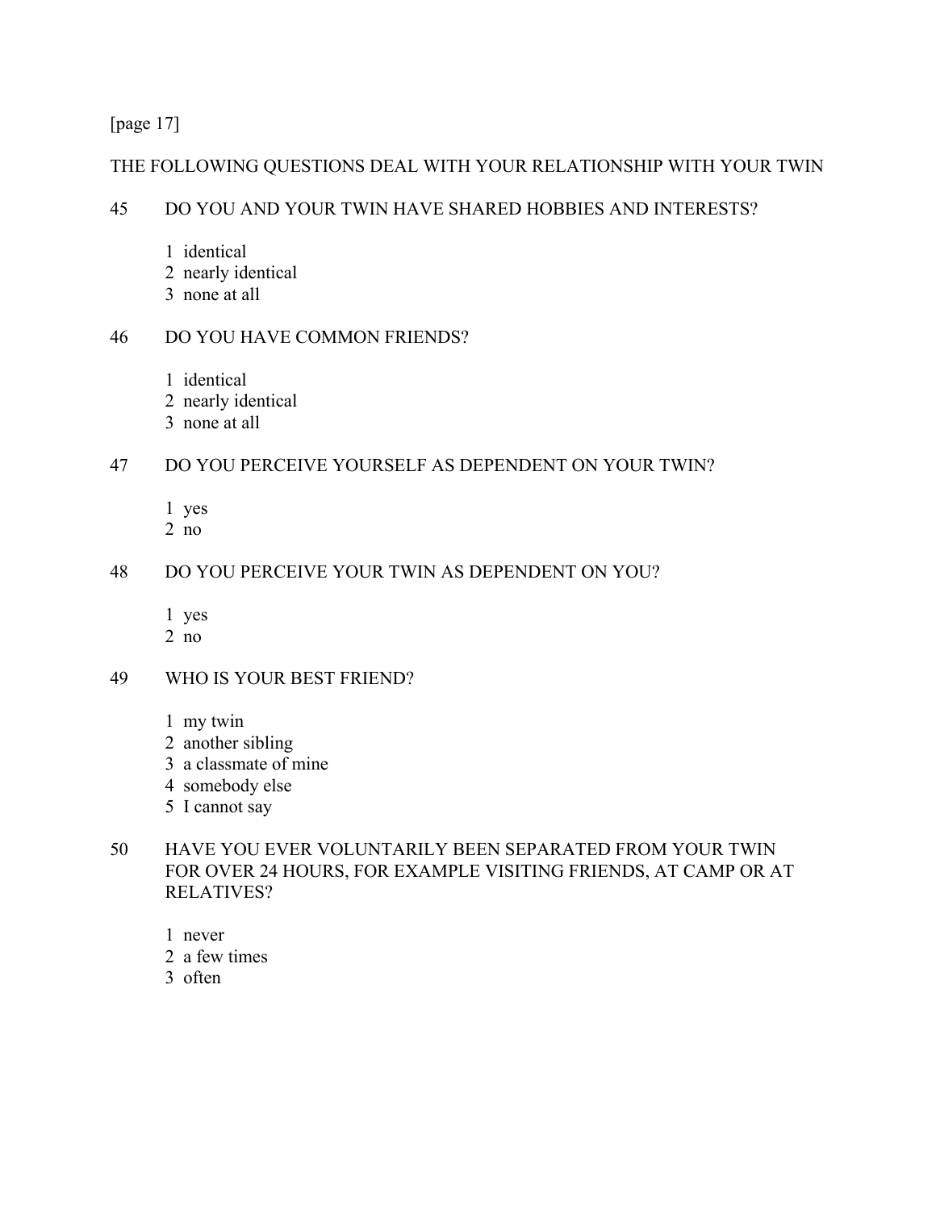[page 17]

THE FOLLOWING QUESTIONS DEAL WITH YOUR RELATIONSHIP WITH YOUR TWIN

45 DO YOU AND YOUR TWIN HAVE SHARED HOBBIES AND INTERESTS?

1 identical
2 nearly identical
3 none at all

46 DO YOU HAVE COMMON FRIENDS?

1 identical
2 nearly identical
3 none at all

47 DO YOU PERCEIVE YOURSELF AS DEPENDENT ON YOUR TWIN?

1 yes
2 no

48 DO YOU PERCEIVE YOUR TWIN AS DEPENDENT ON YOU?

1 yes
2 no

49 WHO IS YOUR BEST FRIEND?

1 my twin
2 another sibling
3 a classmate of mine
4 somebody else
5 I cannot say

50 HAVE YOU EVER VOLUNTARILY BEEN SEPARATED FROM YOUR TWIN FOR OVER 24 HOURS, FOR EXAMPLE VISITING FRIENDS, AT CAMP OR AT RELATIVES?

1 never
2 a few times
3 often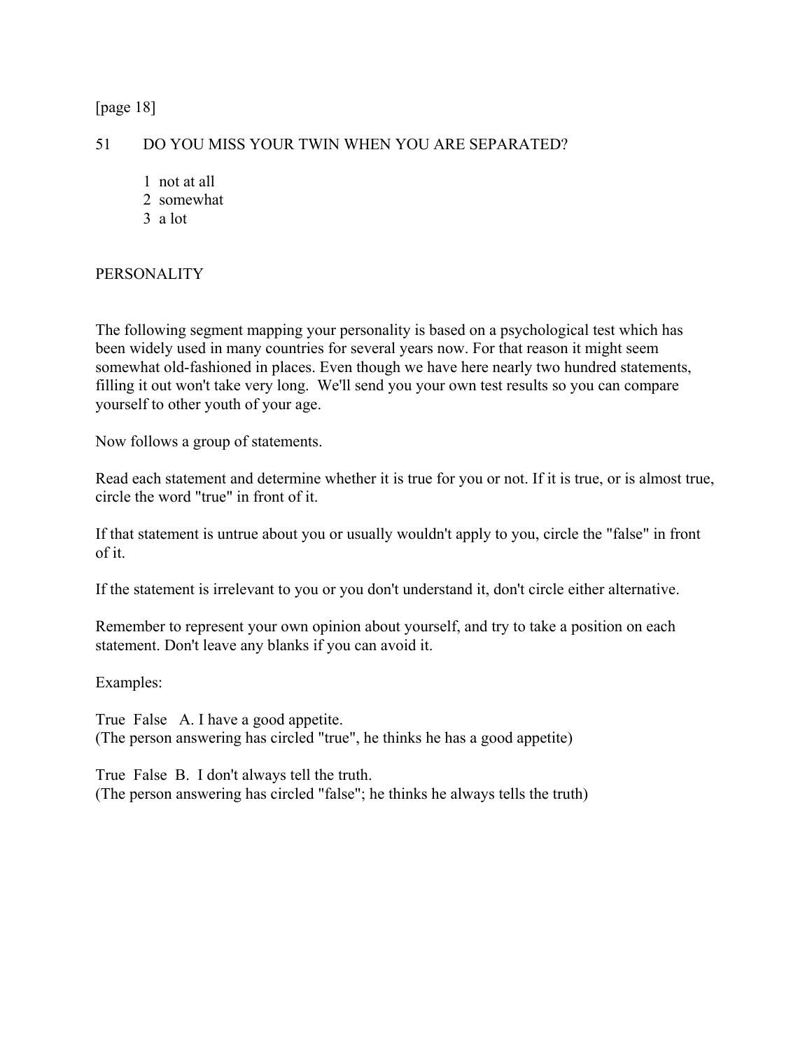[page 18]

51 DO YOU MISS YOUR TWIN WHEN YOU ARE SEPARATED?

1 not at all
2 somewhat
3 a lot

## PERSONALITY

The following segment mapping your personality is based on a psychological test which has been widely used in many countries for several years now. For that reason it might seem somewhat old-fashioned in places. Even though we have here nearly two hundred statements, filling it out won't take very long. We'll send you your own test results so you can compare yourself to other youth of your age.

Now follows a group of statements.

Read each statement and determine whether it is true for you or not. If it is true, or is almost true, circle the word "true" in front of it.

If that statement is untrue about you or usually wouldn't apply to you, circle the "false" in front of it.

If the statement is irrelevant to you or you don't understand it, don't circle either alternative.

Remember to represent your own opinion about yourself, and try to take a position on each statement. Don't leave any blanks if you can avoid it.

Examples:

True False A. I have a good appetite.
(The person answering has circled "true", he thinks he has a good appetite)

True False B. I don't always tell the truth.
(The person answering has circled "false"; he thinks he always tells the truth)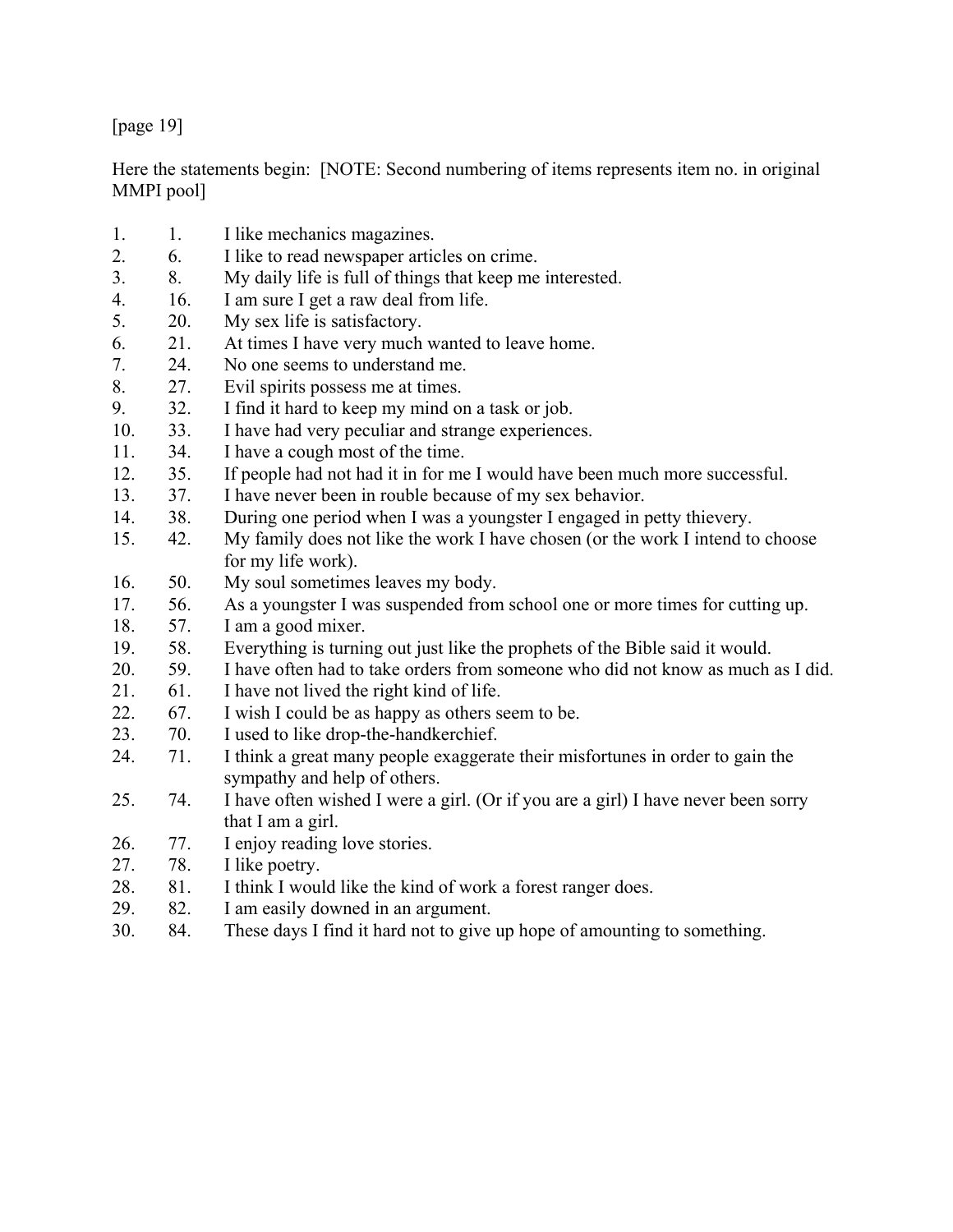[page 19]

Here the statements begin: [NOTE: Second numbering of items represents item no. in original MMPI pool]

| | | |
|---|---|---|
| 1. | 1. | I like mechanics magazines. |
| 2. | 6. | I like to read newspaper articles on crime. |
| 3. | 8. | My daily life is full of things that keep me interested. |
| 4. | 16. | I am sure I get a raw deal from life. |
| 5. | 20. | My sex life is satisfactory. |
| 6. | 21. | At times I have very much wanted to leave home. |
| 7. | 24. | No one seems to understand me. |
| 8. | 27. | Evil spirits possess me at times. |
| 9. | 32. | I find it hard to keep my mind on a task or job. |
| 10. | 33. | I have had very peculiar and strange experiences. |
| 11. | 34. | I have a cough most of the time. |
| 12. | 35. | If people had not had it in for me I would have been much more successful. |
| 13. | 37. | I have never been in rouble because of my sex behavior. |
| 14. | 38. | During one period when I was a youngster I engaged in petty thievery. |
| 15. | 42. | My family does not like the work I have chosen (or the work I intend to choose for my life work). |
| 16. | 50. | My soul sometimes leaves my body. |
| 17. | 56. | As a youngster I was suspended from school one or more times for cutting up. |
| 18. | 57. | I am a good mixer. |
| 19. | 58. | Everything is turning out just like the prophets of the Bible said it would. |
| 20. | 59. | I have often had to take orders from someone who did not know as much as I did. |
| 21. | 61. | I have not lived the right kind of life. |
| 22. | 67. | I wish I could be as happy as others seem to be. |
| 23. | 70. | I used to like drop-the-handkerchief. |
| 24. | 71. | I think a great many people exaggerate their misfortunes in order to gain the sympathy and help of others. |
| 25. | 74. | I have often wished I were a girl. (Or if you are a girl) I have never been sorry that I am a girl. |
| 26. | 77. | I enjoy reading love stories. |
| 27. | 78. | I like poetry. |
| 28. | 81. | I think I would like the kind of work a forest ranger does. |
| 29. | 82. | I am easily downed in an argument. |
| 30. | 84. | These days I find it hard not to give up hope of amounting to something. |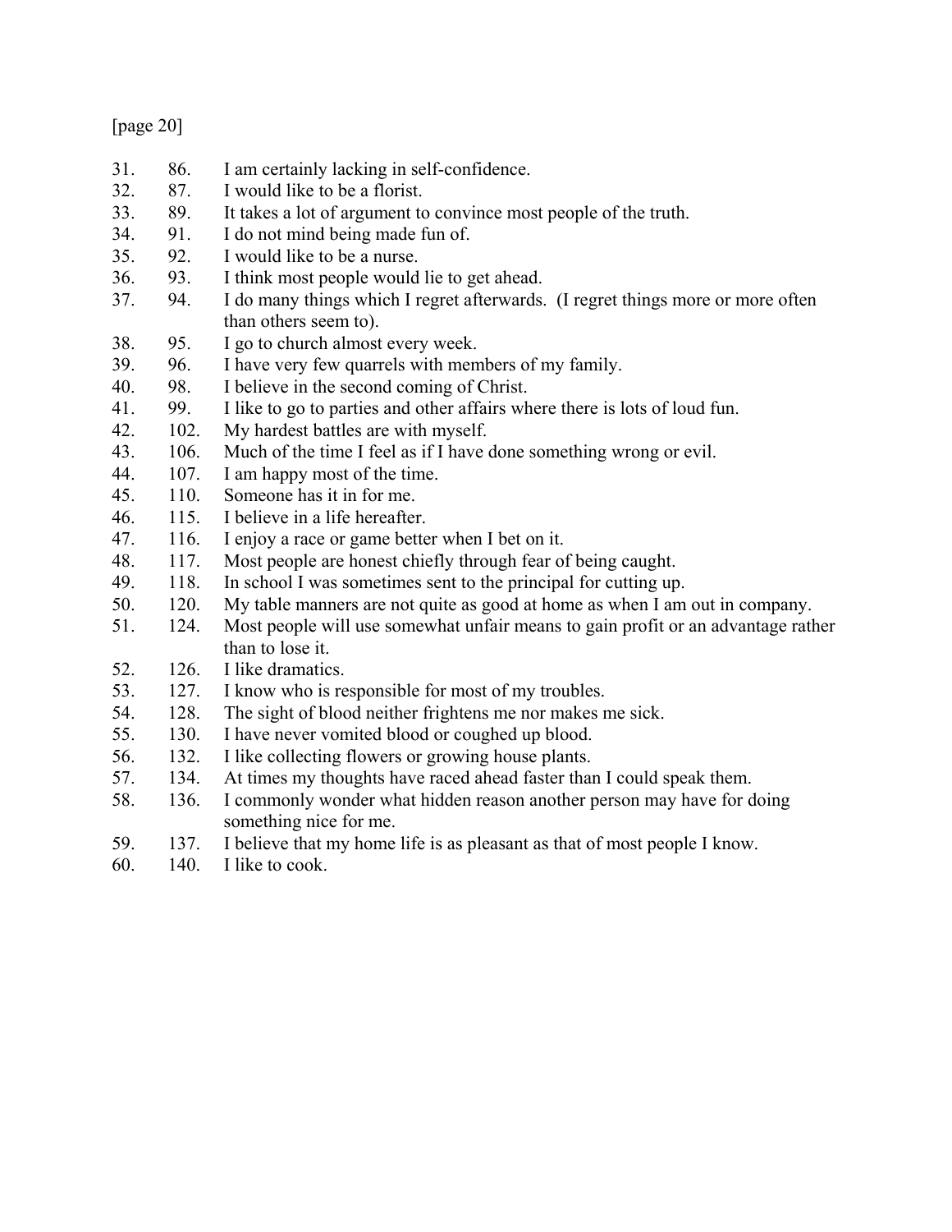[page 20]

| | | |
|---|---|---|
| 31. | 86. | I am certainly lacking in self-confidence. |
| 32. | 87. | I would like to be a florist. |
| 33. | 89. | It takes a lot of argument to convince most people of the truth. |
| 34. | 91. | I do not mind being made fun of. |
| 35. | 92. | I would like to be a nurse. |
| 36. | 93. | I think most people would lie to get ahead. |
| 37. | 94. | I do many things which I regret afterwards. (I regret things more or more often than others seem to). |
| 38. | 95. | I go to church almost every week. |
| 39. | 96. | I have very few quarrels with members of my family. |
| 40. | 98. | I believe in the second coming of Christ. |
| 41. | 99. | I like to go to parties and other affairs where there is lots of loud fun. |
| 42. | 102. | My hardest battles are with myself. |
| 43. | 106. | Much of the time I feel as if I have done something wrong or evil. |
| 44. | 107. | I am happy most of the time. |
| 45. | 110. | Someone has it in for me. |
| 46. | 115. | I believe in a life hereafter. |
| 47. | 116. | I enjoy a race or game better when I bet on it. |
| 48. | 117. | Most people are honest chiefly through fear of being caught. |
| 49. | 118. | In school I was sometimes sent to the principal for cutting up. |
| 50. | 120. | My table manners are not quite as good at home as when I am out in company. |
| 51. | 124. | Most people will use somewhat unfair means to gain profit or an advantage rather than to lose it. |
| 52. | 126. | I like dramatics. |
| 53. | 127. | I know who is responsible for most of my troubles. |
| 54. | 128. | The sight of blood neither frightens me nor makes me sick. |
| 55. | 130. | I have never vomited blood or coughed up blood. |
| 56. | 132. | I like collecting flowers or growing house plants. |
| 57. | 134. | At times my thoughts have raced ahead faster than I could speak them. |
| 58. | 136. | I commonly wonder what hidden reason another person may have for doing something nice for me. |
| 59. | 137. | I believe that my home life is as pleasant as that of most people I know. |
| 60. | 140. | I like to cook. |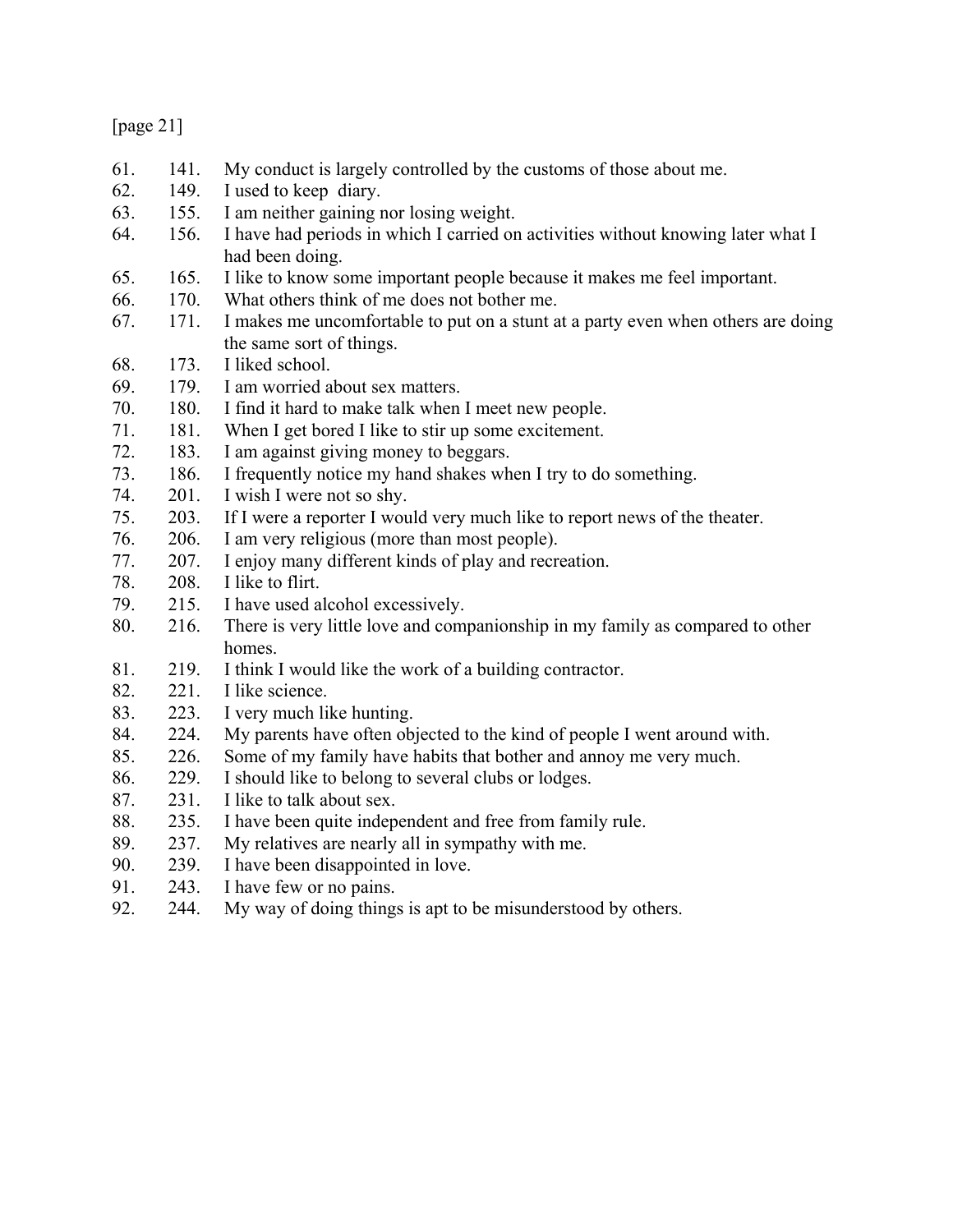61. 141. My conduct is largely controlled by the customs of those about me.
62. 149. I used to keep diary.
63. 155. I am neither gaining nor losing weight.
64. 156. I have had periods in which I carried on activities without knowing later what I had been doing.
65. 165. I like to know some important people because it makes me feel important.
66. 170. What others think of me does not bother me.
67. 171. I makes me uncomfortable to put on a stunt at a party even when others are doing the same sort of things.
68. 173. I liked school.
69. 179. I am worried about sex matters.
70. 180. I find it hard to make talk when I meet new people.
71. 181. When I get bored I like to stir up some excitement.
72. 183. I am against giving money to beggars.
73. 186. I frequently notice my hand shakes when I try to do something.
74. 201. I wish I were not so shy.
75. 203. If I were a reporter I would very much like to report news of the theater.
76. 206. I am very religious (more than most people).
77. 207. I enjoy many different kinds of play and recreation.
78. 208. I like to flirt.
79. 215. I have used alcohol excessively.
80. 216. There is very little love and companionship in my family as compared to other homes.
81. 219. I think I would like the work of a building contractor.
82. 221. I like science.
83. 223. I very much like hunting.
84. 224. My parents have often objected to the kind of people I went around with.
85. 226. Some of my family have habits that bother and annoy me very much.
86. 229. I should like to belong to several clubs or lodges.
87. 231. I like to talk about sex.
88. 235. I have been quite independent and free from family rule.
89. 237. My relatives are nearly all in sympathy with me.
90. 239. I have been disappointed in love.
91. 243. I have few or no pains.
92. 244. My way of doing things is apt to be misunderstood by others.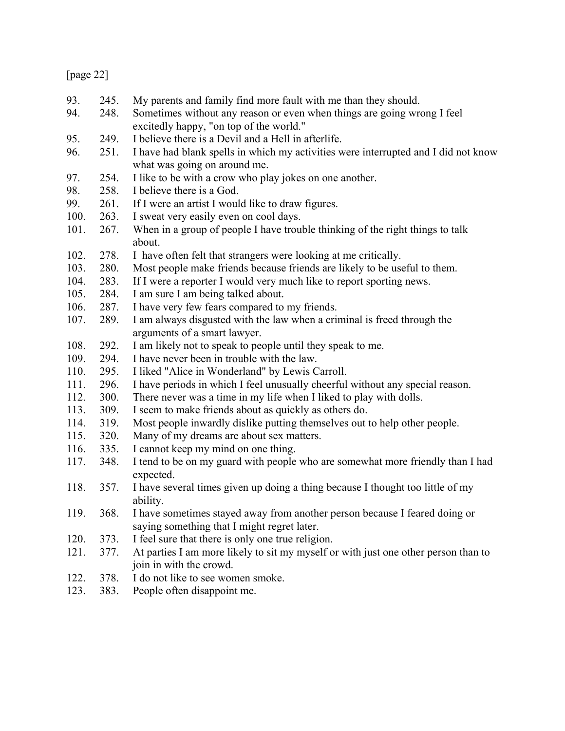93. 245. My parents and family find more fault with me than they should.
94. 248. Sometimes without any reason or even when things are going wrong I feel excitedly happy, "on top of the world."
95. 249. I believe there is a Devil and a Hell in afterlife.
96. 251. I have had blank spells in which my activities were interrupted and I did not know what was going on around me.
97. 254. I like to be with a crow who play jokes on one another.
98. 258. I believe there is a God.
99. 261. If I were an artist I would like to draw figures.
100. 263. I sweat very easily even on cool days.
101. 267. When in a group of people I have trouble thinking of the right things to talk about.
102. 278. I have often felt that strangers were looking at me critically.
103. 280. Most people make friends because friends are likely to be useful to them.
104. 283. If I were a reporter I would very much like to report sporting news.
105. 284. I am sure I am being talked about.
106. 287. I have very few fears compared to my friends.
107. 289. I am always disgusted with the law when a criminal is freed through the arguments of a smart lawyer.
108. 292. I am likely not to speak to people until they speak to me.
109. 294. I have never been in trouble with the law.
110. 295. I liked "Alice in Wonderland" by Lewis Carroll.
111. 296. I have periods in which I feel unusually cheerful without any special reason.
112. 300. There never was a time in my life when I liked to play with dolls.
113. 309. I seem to make friends about as quickly as others do.
114. 319. Most people inwardly dislike putting themselves out to help other people.
115. 320. Many of my dreams are about sex matters.
116. 335. I cannot keep my mind on one thing.
117. 348. I tend to be on my guard with people who are somewhat more friendly than I had expected.
118. 357. I have several times given up doing a thing because I thought too little of my ability.
119. 368. I have sometimes stayed away from another person because I feared doing or saying something that I might regret later.
120. 373. I feel sure that there is only one true religion.
121. 377. At parties I am more likely to sit my myself or with just one other person than to join in with the crowd.
122. 378. I do not like to see women smoke.
123. 383. People often disappoint me.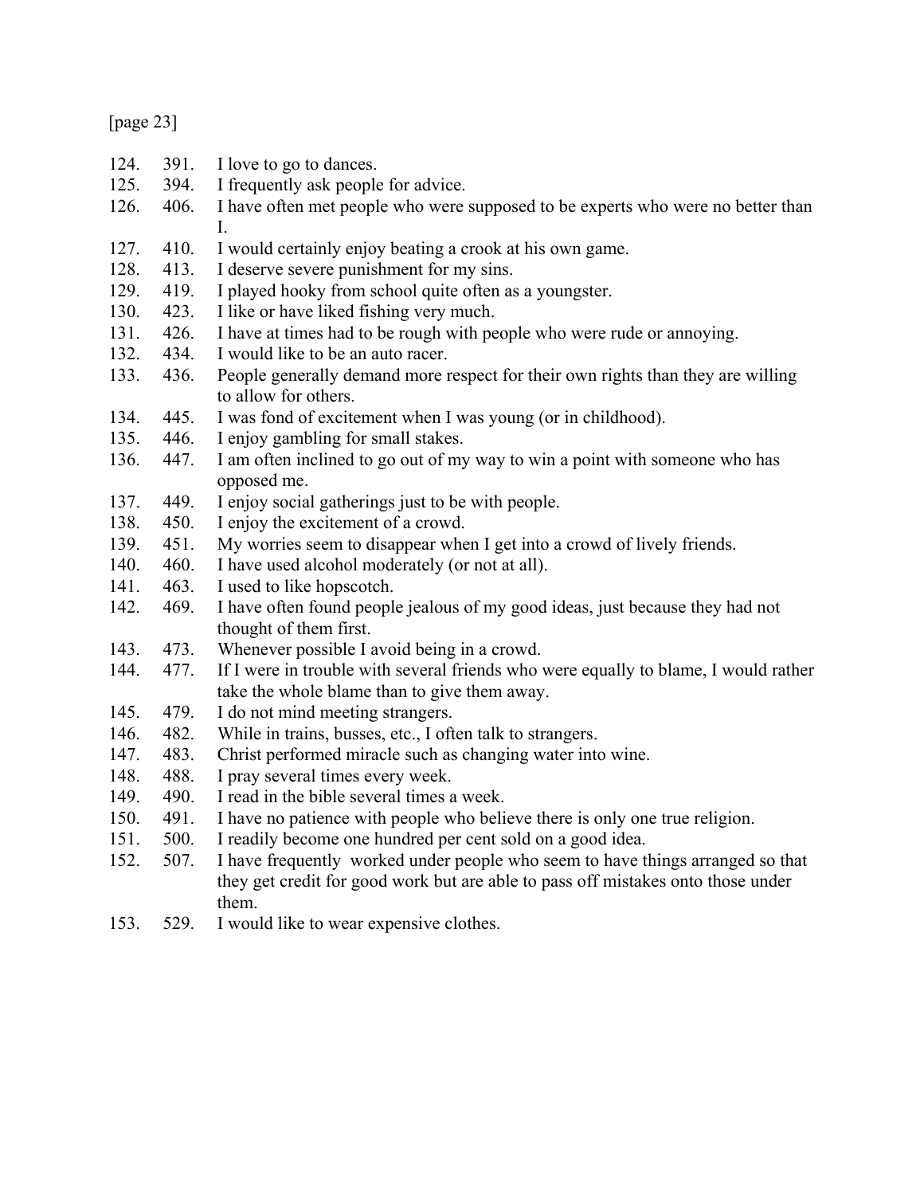124. 391. I love to go to dances.

125. 394. I frequently ask people for advice.

126. 406. I have often met people who were supposed to be experts who were no better than I.

127. 410. I would certainly enjoy beating a crook at his own game.

128. 413. I deserve severe punishment for my sins.

129. 419. I played hooky from school quite often as a youngster.

130. 423. I like or have liked fishing very much.

131. 426. I have at times had to be rough with people who were rude or annoying.

132. 434. I would like to be an auto racer.

133. 436. People generally demand more respect for their own rights than they are willing to allow for others.

134. 445. I was fond of excitement when I was young (or in childhood).

135. 446. I enjoy gambling for small stakes.

136. 447. I am often inclined to go out of my way to win a point with someone who has opposed me.

137. 449. I enjoy social gatherings just to be with people.

138. 450. I enjoy the excitement of a crowd.

139. 451. My worries seem to disappear when I get into a crowd of lively friends.

140. 460. I have used alcohol moderately (or not at all).

141. 463. I used to like hopscotch.

142. 469. I have often found people jealous of my good ideas, just because they had not thought of them first.

143. 473. Whenever possible I avoid being in a crowd.

144. 477. If I were in trouble with several friends who were equally to blame, I would rather take the whole blame than to give them away.

145. 479. I do not mind meeting strangers.

146. 482. While in trains, busses, etc., I often talk to strangers.

147. 483. Christ performed miracle such as changing water into wine.

148. 488. I pray several times every week.

149. 490. I read in the bible several times a week.

150. 491. I have no patience with people who believe there is only one true religion.

151. 500. I readily become one hundred per cent sold on a good idea.

152. 507. I have frequently worked under people who seem to have things arranged so that they get credit for good work but are able to pass off mistakes onto those under them.

153. 529. I would like to wear expensive clothes.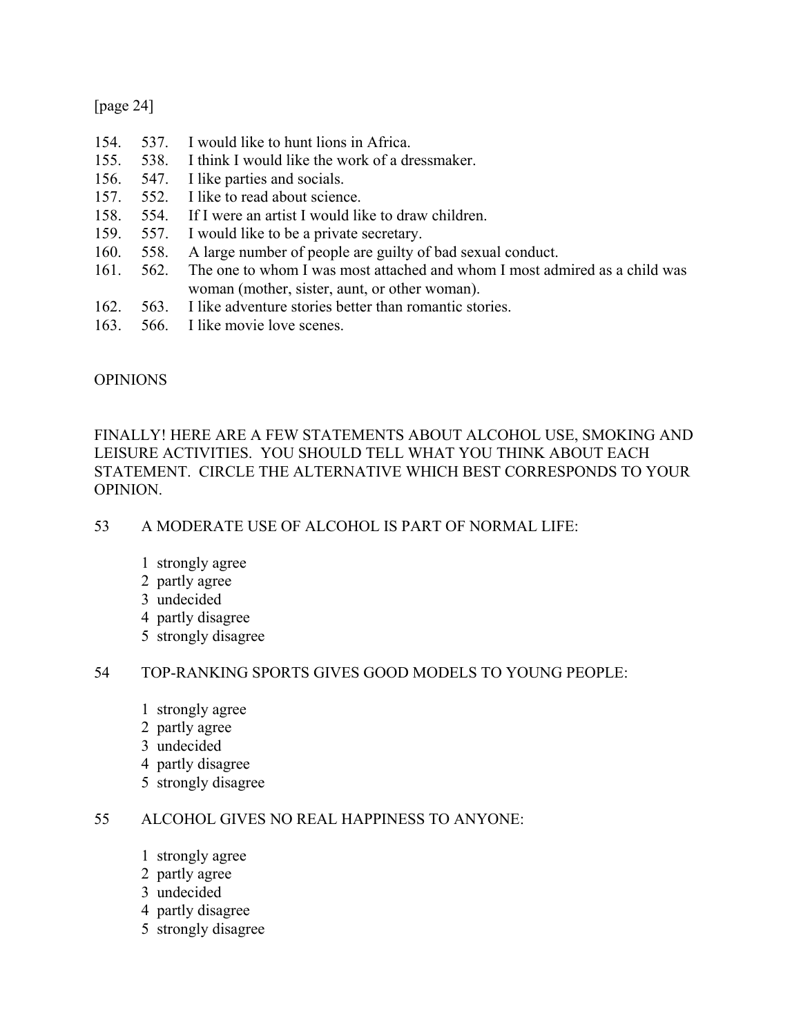154. 537. I would like to hunt lions in Africa.
155. 538. I think I would like the work of a dressmaker.
156. 547. I like parties and socials.
157. 552. I like to read about science.
158. 554. If I were an artist I would like to draw children.
159. 557. I would like to be a private secretary.
160. 558. A large number of people are guilty of bad sexual conduct.
161. 562. The one to whom I was most attached and whom I most admired as a child was woman (mother, sister, aunt, or other woman).
162. 563. I like adventure stories better than romantic stories.
163. 566. I like movie love scenes.

OPINIONS

FINALLY! HERE ARE A FEW STATEMENTS ABOUT ALCOHOL USE, SMOKING AND LEISURE ACTIVITIES. YOU SHOULD TELL WHAT YOU THINK ABOUT EACH STATEMENT. CIRCLE THE ALTERNATIVE WHICH BEST CORRESPONDS TO YOUR OPINION.

53 A MODERATE USE OF ALCOHOL IS PART OF NORMAL LIFE:

1 strongly agree
2 partly agree
3 undecided
4 partly disagree
5 strongly disagree

54 TOP-RANKING SPORTS GIVES GOOD MODELS TO YOUNG PEOPLE:

1 strongly agree
2 partly agree
3 undecided
4 partly disagree
5 strongly disagree

55 ALCOHOL GIVES NO REAL HAPPINESS TO ANYONE:

1 strongly agree
2 partly agree
3 undecided
4 partly disagree
5 strongly disagree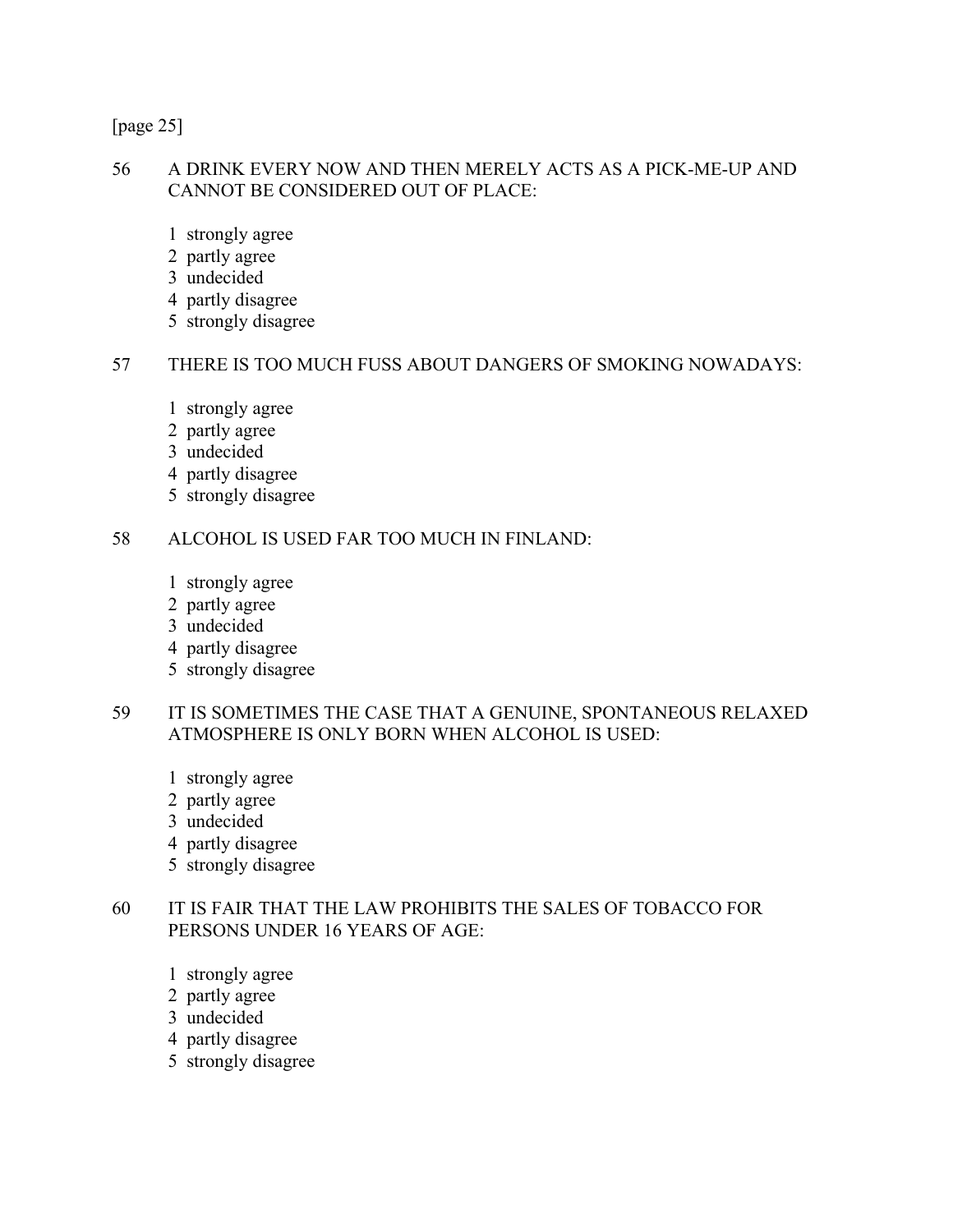[page 25]

56 A DRINK EVERY NOW AND THEN MERELY ACTS AS A PICK-ME-UP AND CANNOT BE CONSIDERED OUT OF PLACE:

1 strongly agree
2 partly agree
3 undecided
4 partly disagree
5 strongly disagree

57 THERE IS TOO MUCH FUSS ABOUT DANGERS OF SMOKING NOWADAYS:

1 strongly agree
2 partly agree
3 undecided
4 partly disagree
5 strongly disagree

58 ALCOHOL IS USED FAR TOO MUCH IN FINLAND:

1 strongly agree
2 partly agree
3 undecided
4 partly disagree
5 strongly disagree

59 IT IS SOMETIMES THE CASE THAT A GENUINE, SPONTANEOUS RELAXED ATMOSPHERE IS ONLY BORN WHEN ALCOHOL IS USED:

1 strongly agree
2 partly agree
3 undecided
4 partly disagree
5 strongly disagree

60 IT IS FAIR THAT THE LAW PROHIBITS THE SALES OF TOBACCO FOR PERSONS UNDER 16 YEARS OF AGE:

1 strongly agree
2 partly agree
3 undecided
4 partly disagree
5 strongly disagree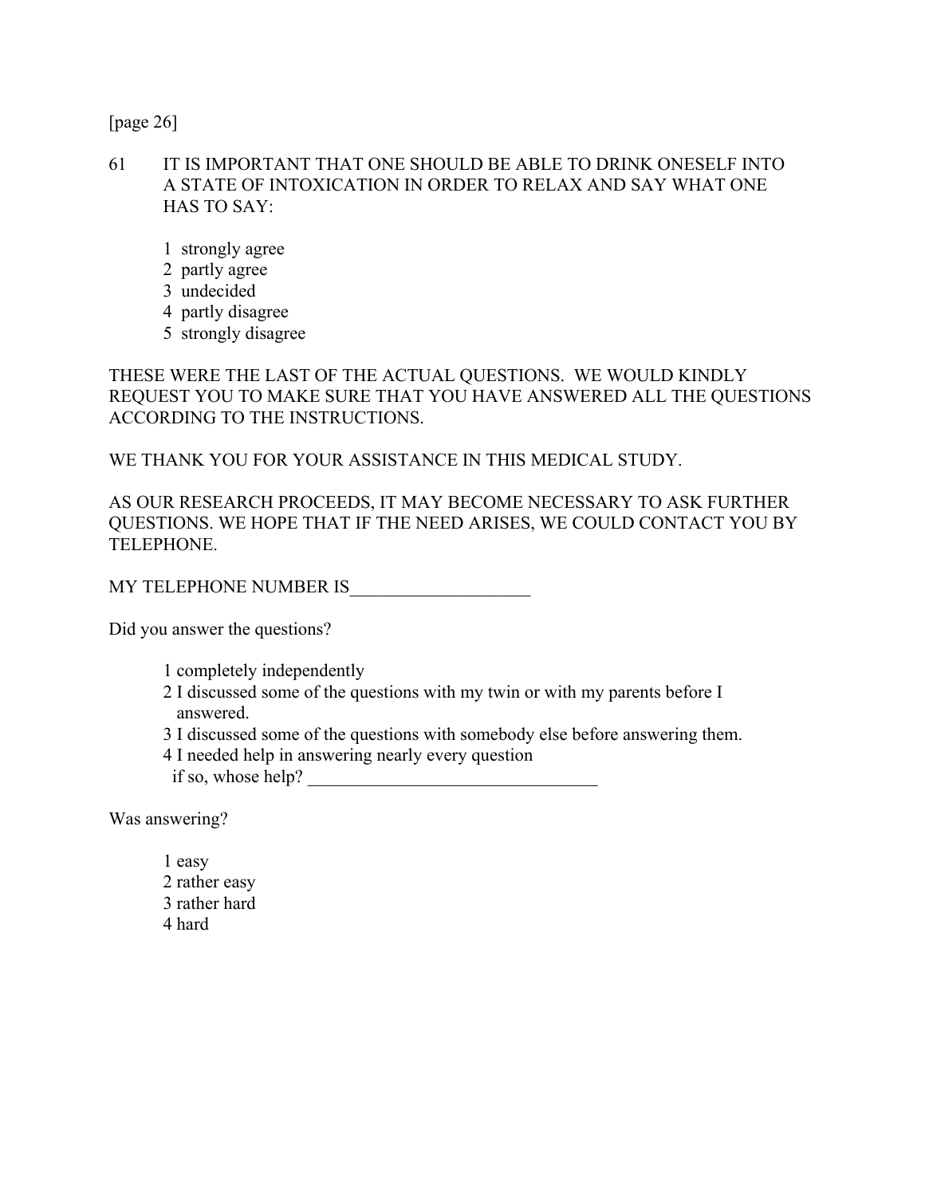[page 26]

61 IT IS IMPORTANT THAT ONE SHOULD BE ABLE TO DRINK ONESELF INTO A STATE OF INTOXICATION IN ORDER TO RELAX AND SAY WHAT ONE HAS TO SAY:

1 strongly agree
2 partly agree
3 undecided
4 partly disagree
5 strongly disagree

THESE WERE THE LAST OF THE ACTUAL QUESTIONS. WE WOULD KINDLY REQUEST YOU TO MAKE SURE THAT YOU HAVE ANSWERED ALL THE QUESTIONS ACCORDING TO THE INSTRUCTIONS.

WE THANK YOU FOR YOUR ASSISTANCE IN THIS MEDICAL STUDY.

AS OUR RESEARCH PROCEEDS, IT MAY BECOME NECESSARY TO ASK FURTHER QUESTIONS. WE HOPE THAT IF THE NEED ARISES, WE COULD CONTACT YOU BY TELEPHONE.

MY TELEPHONE NUMBER IS____________________

Did you answer the questions?

1 completely independently
2 I discussed some of the questions with my twin or with my parents before I answered.
3 I discussed some of the questions with somebody else before answering them.
4 I needed help in answering nearly every question
if so, whose help? ________________________________

Was answering?

1 easy
2 rather easy
3 rather hard
4 hard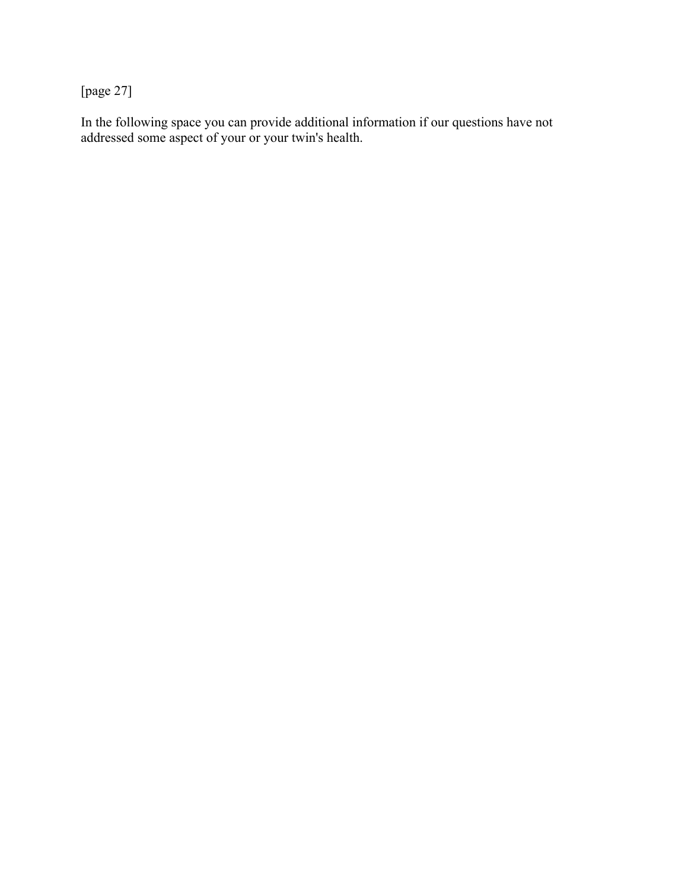In the following space you can provide additional information if our questions have not addressed some aspect of your or your twin's health.